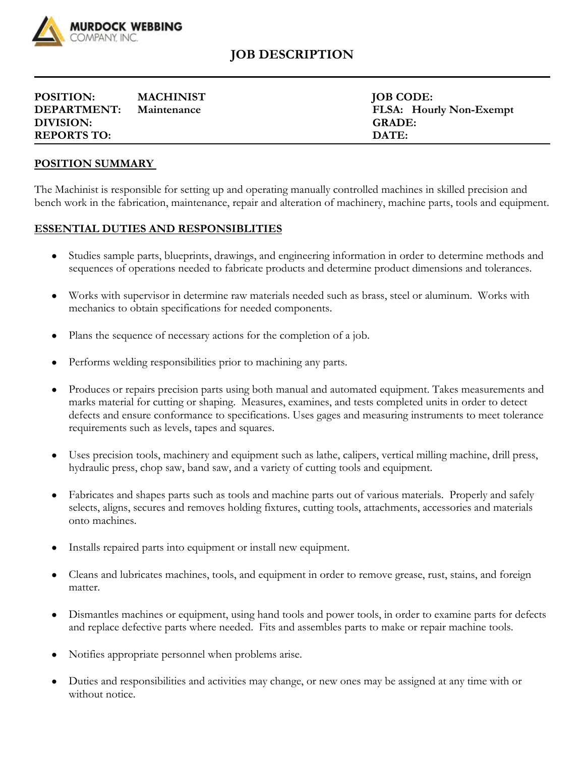**MURDOCK WEBBING COMPANY, INC.**

# JOB DESCRIPTION

| | | | |
|---|---|---|---|
| **POSITION:** | **MACHINIST** | **JOB CODE:** | |
| **DEPARTMENT:** | **Maintenance** | **FLSA:** | **Hourly Non-Exempt** |
| **DIVISION:** | | **GRADE:** | |
| **REPORTS TO:** | | **DATE:** | |

## POSITION SUMMARY

The Machinist is responsible for setting up and operating manually controlled machines in skilled precision and bench work in the fabrication, maintenance, repair and alteration of machinery, machine parts, tools and equipment.

## ESSENTIAL DUTIES AND RESPONSIBLITIES

- Studies sample parts, blueprints, drawings, and engineering information in order to determine methods and sequences of operations needed to fabricate products and determine product dimensions and tolerances.

- Works with supervisor in determine raw materials needed such as brass, steel or aluminum. Works with mechanics to obtain specifications for needed components.

- Plans the sequence of necessary actions for the completion of a job.

- Performs welding responsibilities prior to machining any parts.

- Produces or repairs precision parts using both manual and automated equipment. Takes measurements and marks material for cutting or shaping. Measures, examines, and tests completed units in order to detect defects and ensure conformance to specifications. Uses gages and measuring instruments to meet tolerance requirements such as levels, tapes and squares.

- Uses precision tools, machinery and equipment such as lathe, calipers, vertical milling machine, drill press, hydraulic press, chop saw, band saw, and a variety of cutting tools and equipment.

- Fabricates and shapes parts such as tools and machine parts out of various materials. Properly and safely selects, aligns, secures and removes holding fixtures, cutting tools, attachments, accessories and materials onto machines.

- Installs repaired parts into equipment or install new equipment.

- Cleans and lubricates machines, tools, and equipment in order to remove grease, rust, stains, and foreign matter.

- Dismantles machines or equipment, using hand tools and power tools, in order to examine parts for defects and replace defective parts where needed. Fits and assembles parts to make or repair machine tools.

- Notifies appropriate personnel when problems arise.

- Duties and responsibilities and activities may change, or new ones may be assigned at any time with or without notice.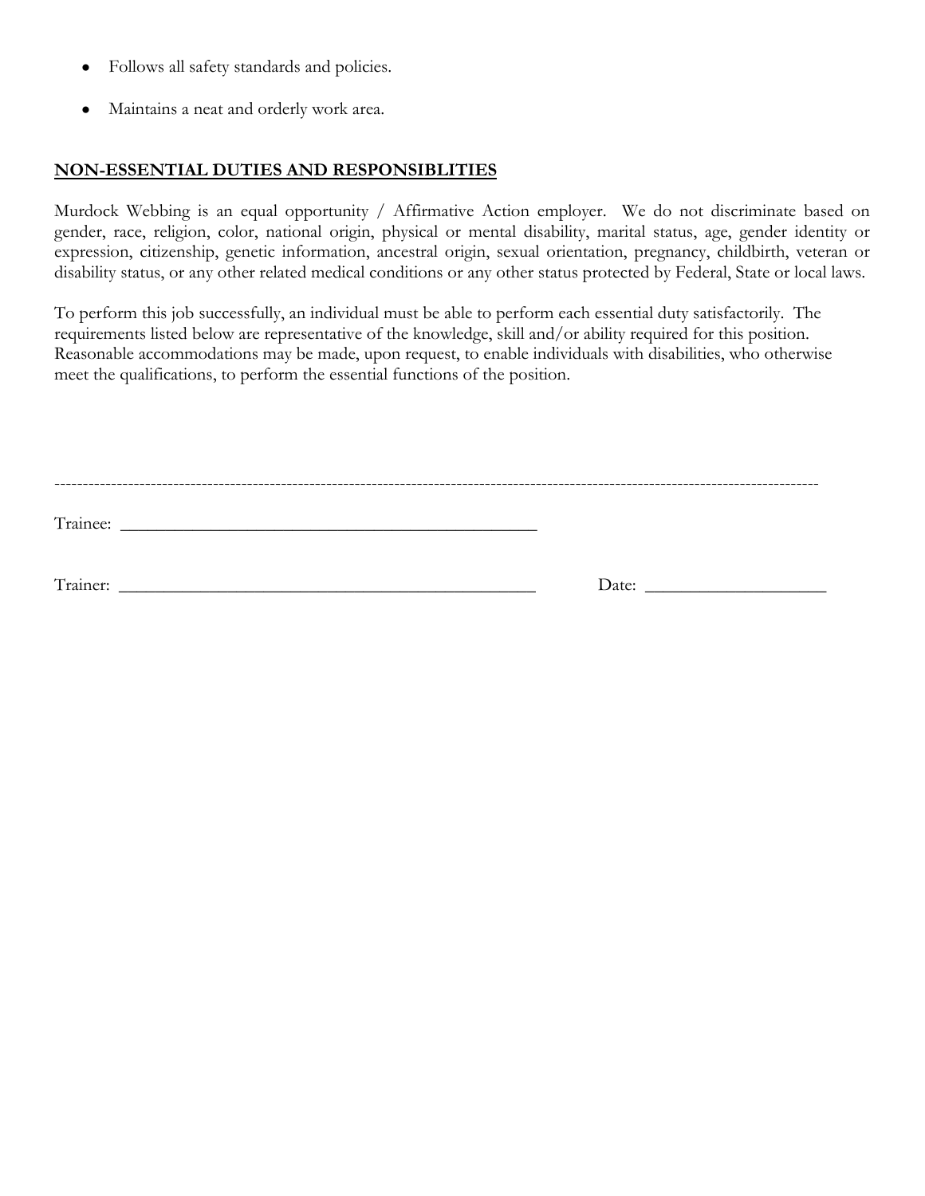- Follows all safety standards and policies.
- Maintains a neat and orderly work area.

**NON-ESSENTIAL DUTIES AND RESPONSIBLITIES**

Murdock Webbing is an equal opportunity / Affirmative Action employer. We do not discriminate based on gender, race, religion, color, national origin, physical or mental disability, marital status, age, gender identity or expression, citizenship, genetic information, ancestral origin, sexual orientation, pregnancy, childbirth, veteran or disability status, or any other related medical conditions or any other status protected by Federal, State or local laws.

To perform this job successfully, an individual must be able to perform each essential duty satisfactorily. The requirements listed below are representative of the knowledge, skill and/or ability required for this position. Reasonable accommodations may be made, upon request, to enable individuals with disabilities, who otherwise meet the qualifications, to perform the essential functions of the position.

---

Trainee: ______________________________________________

Trainer: ______________________________________________ Date: ____________________